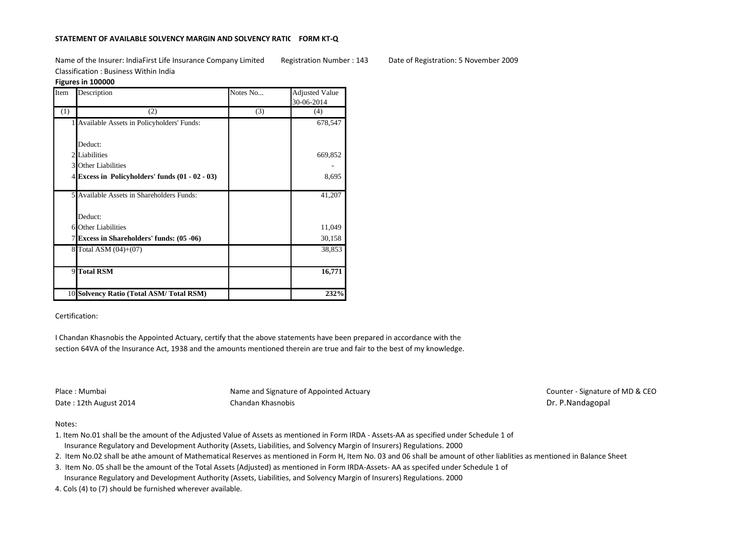**STATEMENT OF AVAILABLE SOLVENCY MARGIN AND SOLVENCY RATIC FORM KT-Q**

Name of the Insurer: IndiaFirst Life Insurance Company Limited  Registration Number : 143  Date of Registration: 5 November 2009

Classification : Business Within India

**Figures in 100000**

| Item | Description | Notes No... | Adjusted Value 30-06-2014 |
|---|---|---|---|
| (1) | (2) | (3) | (4) |
| 1 | Available Assets in Policyholders' Funds: | | 678,547 |
| | Deduct: | | |
| 2 | Liabilities | | 669,852 |
| 3 | Other Liabilities | | - |
| 4 | **Excess in Policyholders' funds (01 - 02 - 03)** | | 8,695 |
| 5 | Available Assets in Shareholders Funds: | | 41,207 |
| | Deduct: | | |
| 6 | Other Liabilities | | 11,049 |
| 7 | **Excess in Shareholders' funds: (05 -06)** | | 30,158 |
| 8 | Total ASM (04)+(07) | | 38,853 |
| 9 | **Total RSM** | | **16,771** |
| 10 | **Solvency Ratio (Total ASM/ Total RSM)** | | **232%** |

Certification:

I Chandan Khasnobis the Appointed Actuary, certify that the above statements have been prepared in accordance with the section 64VA of the Insurance Act, 1938 and the amounts mentioned therein are true and fair to the best of my knowledge.

Place : Mumbai
Date : 12th August 2014

Name and Signature of Appointed Actuary
Chandan Khasnobis

Counter - Signature of MD & CEO
Dr. P.Nandagopal

Notes:

1. Item No.01 shall be the amount of the Adjusted Value of Assets as mentioned in Form IRDA - Assets-AA as specified under Schedule 1 of Insurance Regulatory and Development Authority (Assets, Liabilities, and Solvency Margin of Insurers) Regulations. 2000
2. Item No.02 shall be athe amount of Mathematical Reserves as mentioned in Form H, Item No. 03 and 06 shall be amount of other liablities as mentioned in Balance Sheet
3. Item No. 05 shall be the amount of the Total Assets (Adjusted) as mentioned in Form IRDA-Assets- AA as specifed under Schedule 1 of Insurance Regulatory and Development Authority (Assets, Liabilities, and Solvency Margin of Insurers) Regulations. 2000
4. Cols (4) to (7) should be furnished wherever available.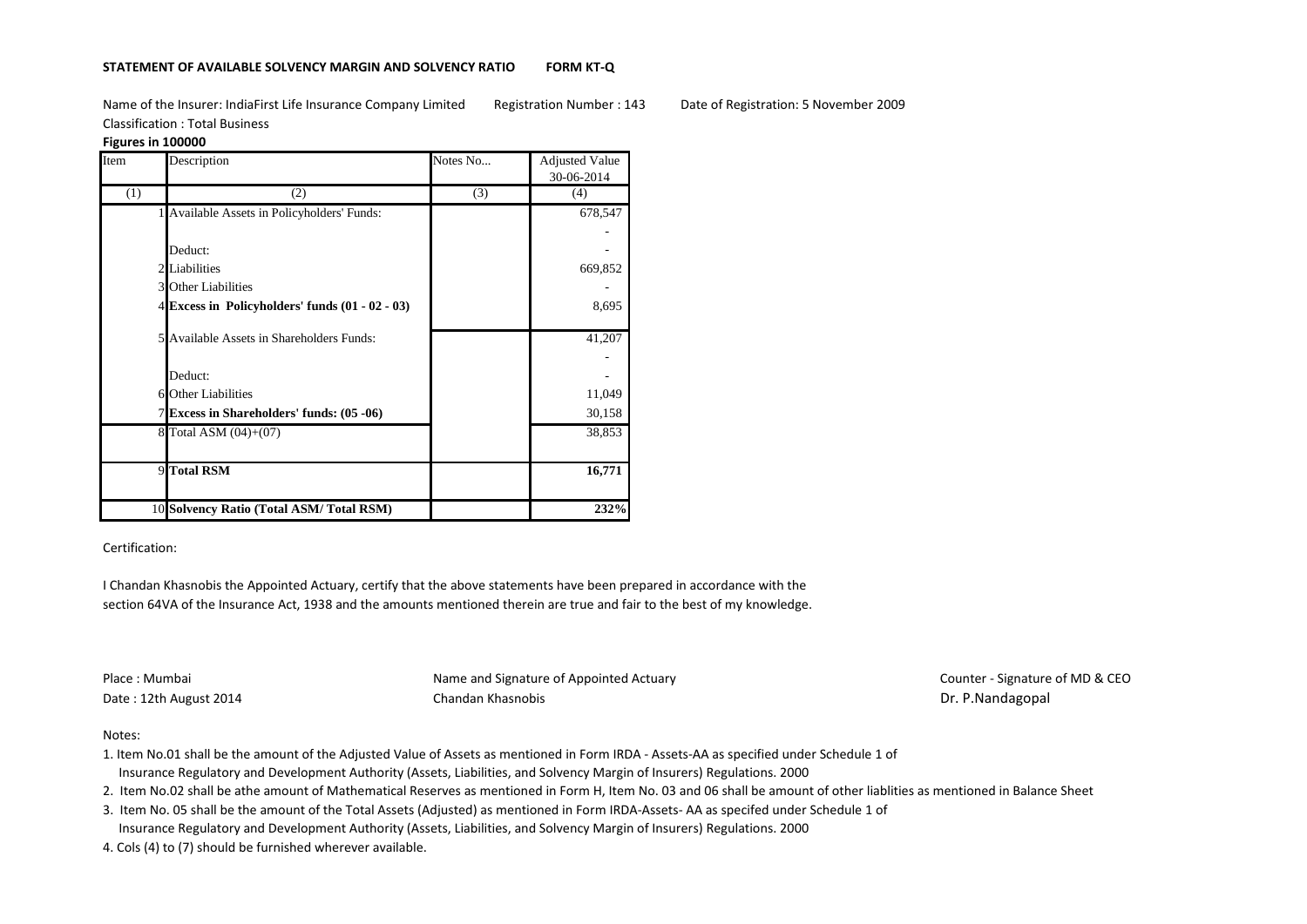**STATEMENT OF AVAILABLE SOLVENCY MARGIN AND SOLVENCY RATIO FORM KT-Q**

Name of the Insurer: IndiaFirst Life Insurance Company Limited Registration Number : 143 Date of Registration: 5 November 2009

Classification : Total Business

**Figures in 100000**

| Item | Description | Notes No... | Adjusted Value 30-06-2014 |
|---|---|---|---|
| (1) | (2) | (3) | (4) |
| 1 | Available Assets in Policyholders' Funds: | | 678,547 |
| | | | - |
| | Deduct: | | - |
| 2 | Liabilities | | 669,852 |
| 3 | Other Liabilities | | - |
| 4 | **Excess in Policyholders' funds (01 - 02 - 03)** | | 8,695 |
| 5 | Available Assets in Shareholders Funds: | | 41,207 |
| | | | - |
| | Deduct: | | - |
| 6 | Other Liabilities | | 11,049 |
| 7 | **Excess in Shareholders' funds: (05 -06)** | | 30,158 |
| 8 | Total ASM (04)+(07) | | 38,853 |
| 9 | **Total RSM** | | **16,771** |
| 10 | **Solvency Ratio (Total ASM/ Total RSM)** | | **232%** |

Certification:

I Chandan Khasnobis the Appointed Actuary, certify that the above statements have been prepared in accordance with the section 64VA of the Insurance Act, 1938 and the amounts mentioned therein are true and fair to the best of my knowledge.

Place : Mumbai

Date : 12th August 2014

Name and Signature of Appointed Actuary

Chandan Khasnobis

Counter - Signature of MD & CEO

Dr. P.Nandagopal

Notes:

1. Item No.01 shall be the amount of the Adjusted Value of Assets as mentioned in Form IRDA - Assets-AA as specified under Schedule 1 of Insurance Regulatory and Development Authority (Assets, Liabilities, and Solvency Margin of Insurers) Regulations. 2000
2. Item No.02 shall be athe amount of Mathematical Reserves as mentioned in Form H, Item No. 03 and 06 shall be amount of other liablities as mentioned in Balance Sheet
3. Item No. 05 shall be the amount of the Total Assets (Adjusted) as mentioned in Form IRDA-Assets- AA as specifed under Schedule 1 of Insurance Regulatory and Development Authority (Assets, Liabilities, and Solvency Margin of Insurers) Regulations. 2000
4. Cols (4) to (7) should be furnished wherever available.